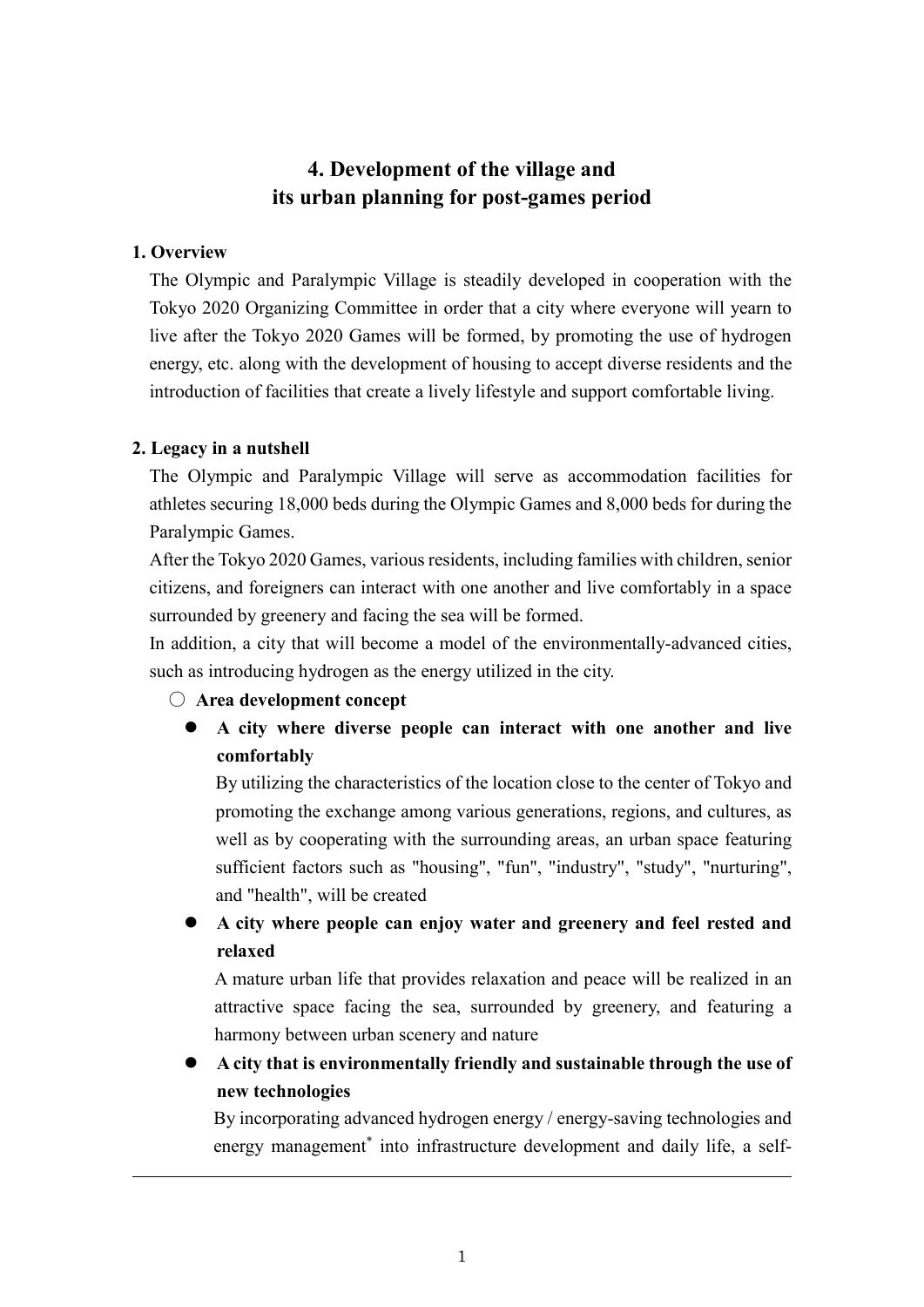# 4. Development of the village and its urban planning for post-games period

## 1. Overview

The Olympic and Paralympic Village is steadily developed in cooperation with the Tokyo 2020 Organizing Committee in order that a city where everyone will yearn to live after the Tokyo 2020 Games will be formed, by promoting the use of hydrogen energy, etc. along with the development of housing to accept diverse residents and the introduction of facilities that create a lively lifestyle and support comfortable living.

## 2. Legacy in a nutshell

The Olympic and Paralympic Village will serve as accommodation facilities for athletes securing 18,000 beds during the Olympic Games and 8,000 beds for during the Paralympic Games.

After the Tokyo 2020 Games, various residents, including families with children, senior citizens, and foreigners can interact with one another and live comfortably in a space surrounded by greenery and facing the sea will be formed.

In addition, a city that will become a model of the environmentally-advanced cities, such as introducing hydrogen as the energy utilized in the city.

○ **Area development concept**

- **A city where diverse people can interact with one another and live comfortably**

  By utilizing the characteristics of the location close to the center of Tokyo and promoting the exchange among various generations, regions, and cultures, as well as by cooperating with the surrounding areas, an urban space featuring sufficient factors such as "housing", "fun", "industry", "study", "nurturing", and "health", will be created

- **A city where people can enjoy water and greenery and feel rested and relaxed**

  A mature urban life that provides relaxation and peace will be realized in an attractive space facing the sea, surrounded by greenery, and featuring a harmony between urban scenery and nature

- **A city that is environmentally friendly and sustainable through the use of new technologies**

  By incorporating advanced hydrogen energy / energy-saving technologies and energy management* into infrastructure development and daily life, a self-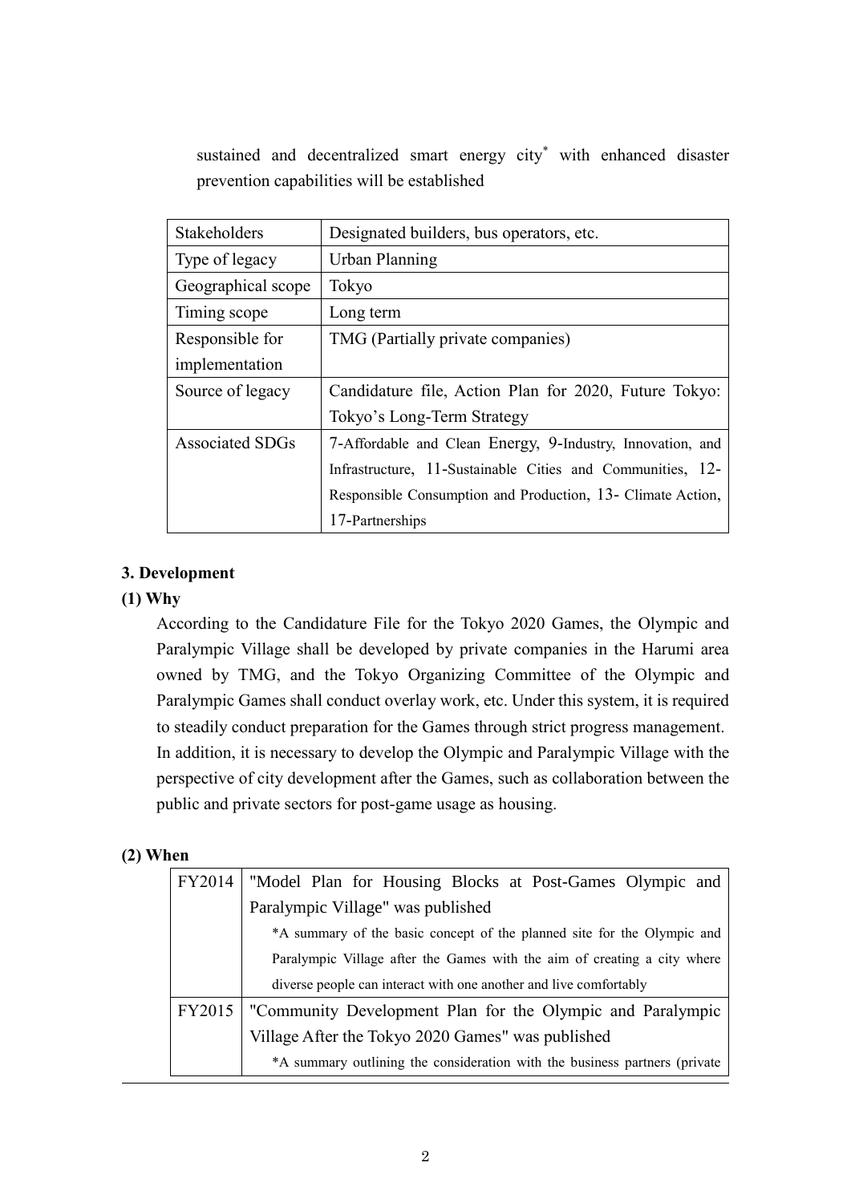sustained and decentralized smart energy city* with enhanced disaster prevention capabilities will be established

| Stakeholders | Designated builders, bus operators, etc. |
|---|---|
| Type of legacy | Urban Planning |
| Geographical scope | Tokyo |
| Timing scope | Long term |
| Responsible for implementation | TMG (Partially private companies) |
| Source of legacy | Candidature file, Action Plan for 2020, Future Tokyo: Tokyo's Long-Term Strategy |
| Associated SDGs | 7-Affordable and Clean Energy, 9-Industry, Innovation, and Infrastructure, 11-Sustainable Cities and Communities, 12-Responsible Consumption and Production, 13- Climate Action, 17-Partnerships |

**3. Development**

**(1) Why**

According to the Candidature File for the Tokyo 2020 Games, the Olympic and Paralympic Village shall be developed by private companies in the Harumi area owned by TMG, and the Tokyo Organizing Committee of the Olympic and Paralympic Games shall conduct overlay work, etc. Under this system, it is required to steadily conduct preparation for the Games through strict progress management. In addition, it is necessary to develop the Olympic and Paralympic Village with the perspective of city development after the Games, such as collaboration between the public and private sectors for post-game usage as housing.

**(2) When**

| | |
|---|---|
| FY2014 | "Model Plan for Housing Blocks at Post-Games Olympic and Paralympic Village" was published<br>*A summary of the basic concept of the planned site for the Olympic and Paralympic Village after the Games with the aim of creating a city where diverse people can interact with one another and live comfortably |
| FY2015 | "Community Development Plan for the Olympic and Paralympic Village After the Tokyo 2020 Games" was published<br>*A summary outlining the consideration with the business partners (private |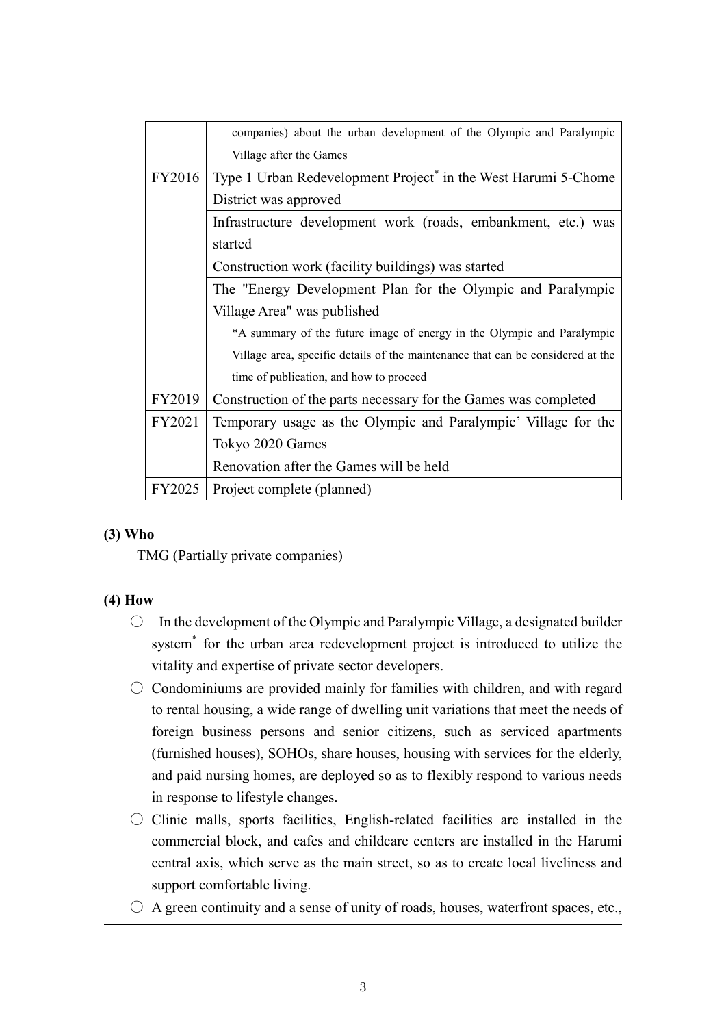| | |
|---|---|
| | companies) about the urban development of the Olympic and Paralympic Village after the Games |
| FY2016 | Type 1 Urban Redevelopment Project* in the West Harumi 5-Chome District was approved |
| | Infrastructure development work (roads, embankment, etc.) was started |
| | Construction work (facility buildings) was started |
| | The "Energy Development Plan for the Olympic and Paralympic Village Area" was published<br>*A summary of the future image of energy in the Olympic and Paralympic Village area, specific details of the maintenance that can be considered at the time of publication, and how to proceed |
| FY2019 | Construction of the parts necessary for the Games was completed |
| FY2021 | Temporary usage as the Olympic and Paralympic' Village for the Tokyo 2020 Games |
| | Renovation after the Games will be held |
| FY2025 | Project complete (planned) |

**(3) Who**

TMG (Partially private companies)

**(4) How**

- ○ In the development of the Olympic and Paralympic Village, a designated builder system* for the urban area redevelopment project is introduced to utilize the vitality and expertise of private sector developers.
- ○ Condominiums are provided mainly for families with children, and with regard to rental housing, a wide range of dwelling unit variations that meet the needs of foreign business persons and senior citizens, such as serviced apartments (furnished houses), SOHOs, share houses, housing with services for the elderly, and paid nursing homes, are deployed so as to flexibly respond to various needs in response to lifestyle changes.
- ○ Clinic malls, sports facilities, English-related facilities are installed in the commercial block, and cafes and childcare centers are installed in the Harumi central axis, which serve as the main street, so as to create local liveliness and support comfortable living.
- ○ A green continuity and a sense of unity of roads, houses, waterfront spaces, etc.,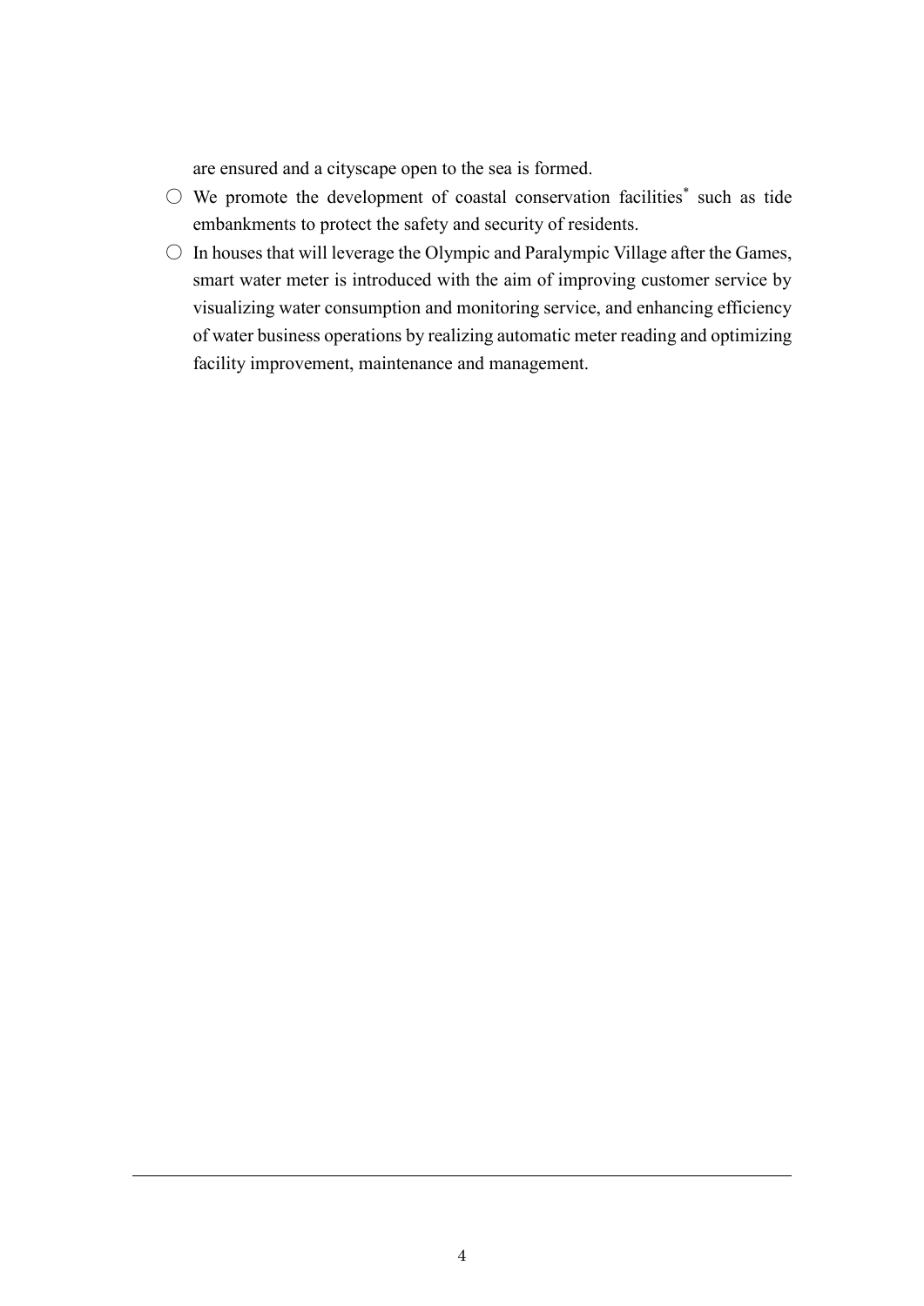are ensured and a cityscape open to the sea is formed.

○ We promote the development of coastal conservation facilities* such as tide embankments to protect the safety and security of residents.

○ In houses that will leverage the Olympic and Paralympic Village after the Games, smart water meter is introduced with the aim of improving customer service by visualizing water consumption and monitoring service, and enhancing efficiency of water business operations by realizing automatic meter reading and optimizing facility improvement, maintenance and management.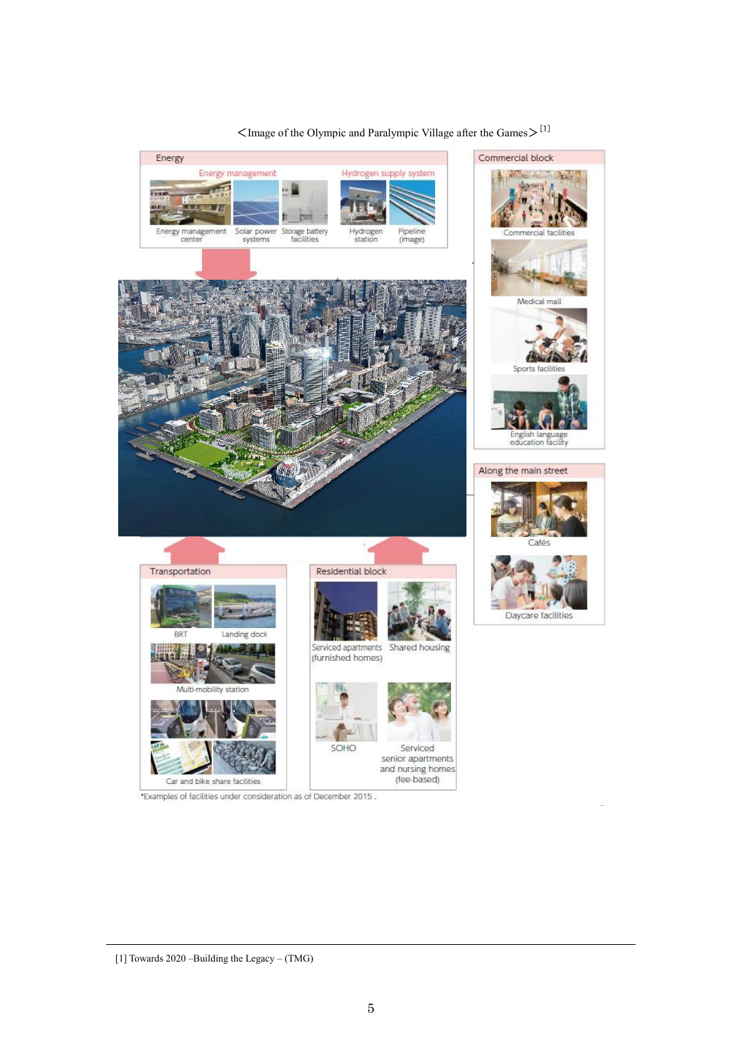<Image of the Olympic and Paralympic Village after the Games>[1]

**Energy**

Energy management

- Energy management center
- Solar power systems
- Storage battery facilities

Hydrogen supply system

- Hydrogen station
- Pipeline (image)

**Commercial block**

- Commercial facilities
- Medical mall
- Sports facilities
- English language education facility

**Along the main street**

- Cafés
- Daycare facilities

**Transportation**

- BRT
- Landing dock
- Multi-mobility station
- Car and bike share facilities

**Residential block**

- Serviced apartments (furnished homes)
- Shared housing
- SOHO
- Serviced senior apartments and nursing homes (fee-based)

*Examples of facilities under consideration as of December 2015.

[1] Towards 2020 –Building the Legacy – (TMG)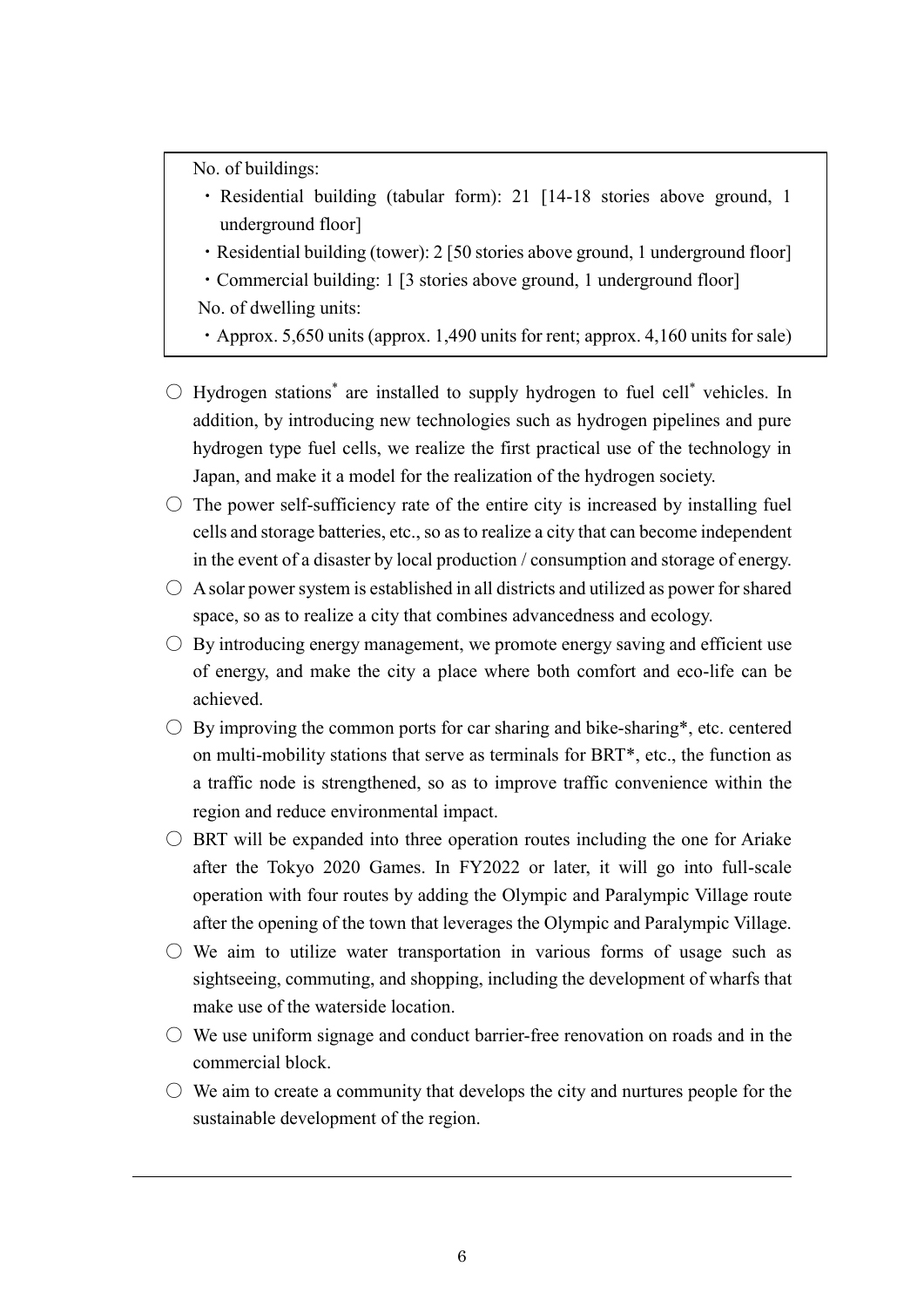No. of buildings:

- Residential building (tabular form): 21 [14-18 stories above ground, 1 underground floor]
- Residential building (tower): 2 [50 stories above ground, 1 underground floor]
- Commercial building: 1 [3 stories above ground, 1 underground floor]

No. of dwelling units:

- Approx. 5,650 units (approx. 1,490 units for rent; approx. 4,160 units for sale)

○ Hydrogen stations* are installed to supply hydrogen to fuel cell* vehicles. In addition, by introducing new technologies such as hydrogen pipelines and pure hydrogen type fuel cells, we realize the first practical use of the technology in Japan, and make it a model for the realization of the hydrogen society.

○ The power self-sufficiency rate of the entire city is increased by installing fuel cells and storage batteries, etc., so as to realize a city that can become independent in the event of a disaster by local production / consumption and storage of energy.

○ A solar power system is established in all districts and utilized as power for shared space, so as to realize a city that combines advancedness and ecology.

○ By introducing energy management, we promote energy saving and efficient use of energy, and make the city a place where both comfort and eco-life can be achieved.

○ By improving the common ports for car sharing and bike-sharing*, etc. centered on multi-mobility stations that serve as terminals for BRT*, etc., the function as a traffic node is strengthened, so as to improve traffic convenience within the region and reduce environmental impact.

○ BRT will be expanded into three operation routes including the one for Ariake after the Tokyo 2020 Games. In FY2022 or later, it will go into full-scale operation with four routes by adding the Olympic and Paralympic Village route after the opening of the town that leverages the Olympic and Paralympic Village.

○ We aim to utilize water transportation in various forms of usage such as sightseeing, commuting, and shopping, including the development of wharfs that make use of the waterside location.

○ We use uniform signage and conduct barrier-free renovation on roads and in the commercial block.

○ We aim to create a community that develops the city and nurtures people for the sustainable development of the region.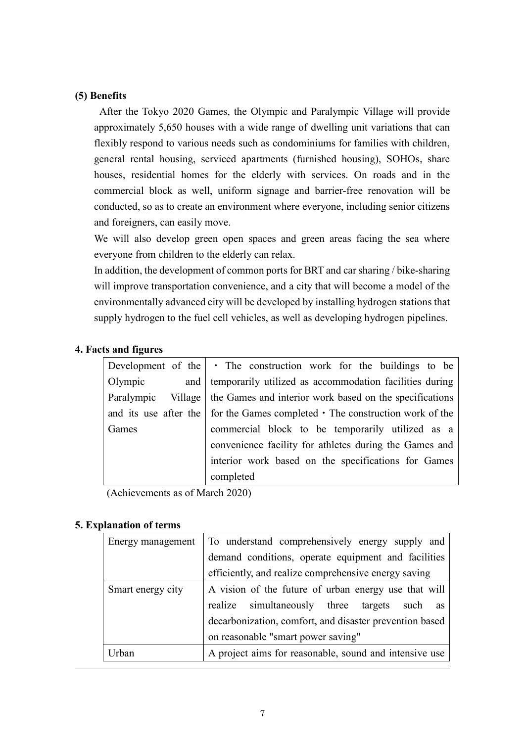**(5) Benefits**

After the Tokyo 2020 Games, the Olympic and Paralympic Village will provide approximately 5,650 houses with a wide range of dwelling unit variations that can flexibly respond to various needs such as condominiums for families with children, general rental housing, serviced apartments (furnished housing), SOHOs, share houses, residential homes for the elderly with services. On roads and in the commercial block as well, uniform signage and barrier-free renovation will be conducted, so as to create an environment where everyone, including senior citizens and foreigners, can easily move.

We will also develop green open spaces and green areas facing the sea where everyone from children to the elderly can relax.

In addition, the development of common ports for BRT and car sharing / bike-sharing will improve transportation convenience, and a city that will become a model of the environmentally advanced city will be developed by installing hydrogen stations that supply hydrogen to the fuel cell vehicles, as well as developing hydrogen pipelines.

## 4. Facts and figures

| Development of the Olympic and Paralympic Village and its use after the Games | ・The construction work for the buildings to be temporarily utilized as accommodation facilities during the Games and interior work based on the specifications for the Games completed・The construction work of the commercial block to be temporarily utilized as a convenience facility for athletes during the Games and interior work based on the specifications for Games completed |
|---|---|

(Achievements as of March 2020)

## 5. Explanation of terms

| Energy management | To understand comprehensively energy supply and demand conditions, operate equipment and facilities efficiently, and realize comprehensive energy saving |
|---|---|
| Smart energy city | A vision of the future of urban energy use that will realize simultaneously three targets such as decarbonization, comfort, and disaster prevention based on reasonable "smart power saving" |
| Urban | A project aims for reasonable, sound and intensive use |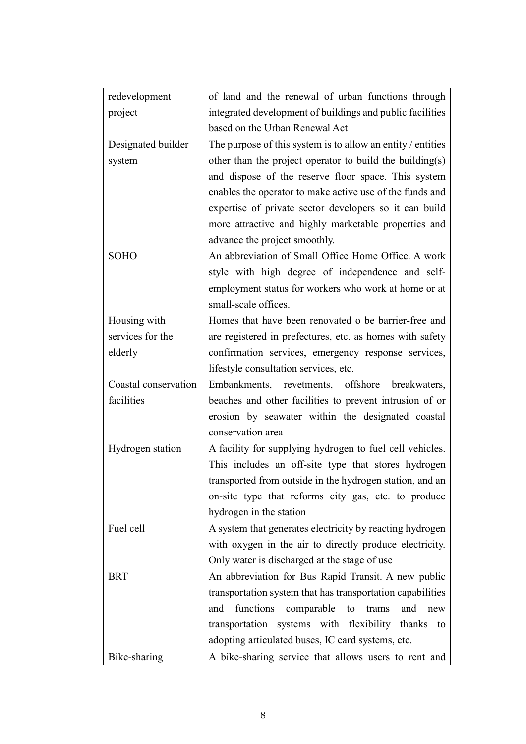| | |
|---|---|
| redevelopment project | of land and the renewal of urban functions through integrated development of buildings and public facilities based on the Urban Renewal Act |
| Designated builder system | The purpose of this system is to allow an entity / entities other than the project operator to build the building(s) and dispose of the reserve floor space. This system enables the operator to make active use of the funds and expertise of private sector developers so it can build more attractive and highly marketable properties and advance the project smoothly. |
| SOHO | An abbreviation of Small Office Home Office. A work style with high degree of independence and self-employment status for workers who work at home or at small-scale offices. |
| Housing with services for the elderly | Homes that have been renovated o be barrier-free and are registered in prefectures, etc. as homes with safety confirmation services, emergency response services, lifestyle consultation services, etc. |
| Coastal conservation facilities | Embankments, revetments, offshore breakwaters, beaches and other facilities to prevent intrusion of or erosion by seawater within the designated coastal conservation area |
| Hydrogen station | A facility for supplying hydrogen to fuel cell vehicles. This includes an off-site type that stores hydrogen transported from outside in the hydrogen station, and an on-site type that reforms city gas, etc. to produce hydrogen in the station |
| Fuel cell | A system that generates electricity by reacting hydrogen with oxygen in the air to directly produce electricity. Only water is discharged at the stage of use |
| BRT | An abbreviation for Bus Rapid Transit. A new public transportation system that has transportation capabilities and functions comparable to trams and new transportation systems with flexibility thanks to adopting articulated buses, IC card systems, etc. |
| Bike-sharing | A bike-sharing service that allows users to rent and |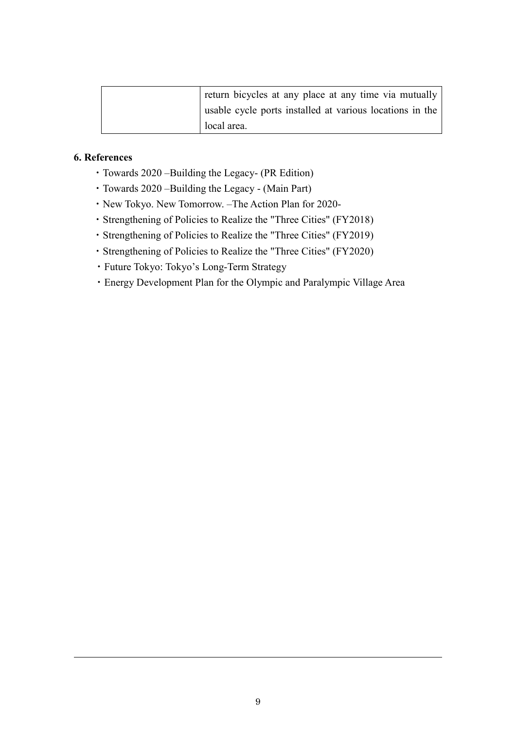| | |
|---|---|
| | return bicycles at any place at any time via mutually usable cycle ports installed at various locations in the local area. |

**6. References**

- Towards 2020 –Building the Legacy- (PR Edition)
- Towards 2020 –Building the Legacy - (Main Part)
- New Tokyo. New Tomorrow. –The Action Plan for 2020-
- Strengthening of Policies to Realize the "Three Cities" (FY2018)
- Strengthening of Policies to Realize the "Three Cities" (FY2019)
- Strengthening of Policies to Realize the "Three Cities" (FY2020)
- Future Tokyo: Tokyo's Long-Term Strategy
- Energy Development Plan for the Olympic and Paralympic Village Area